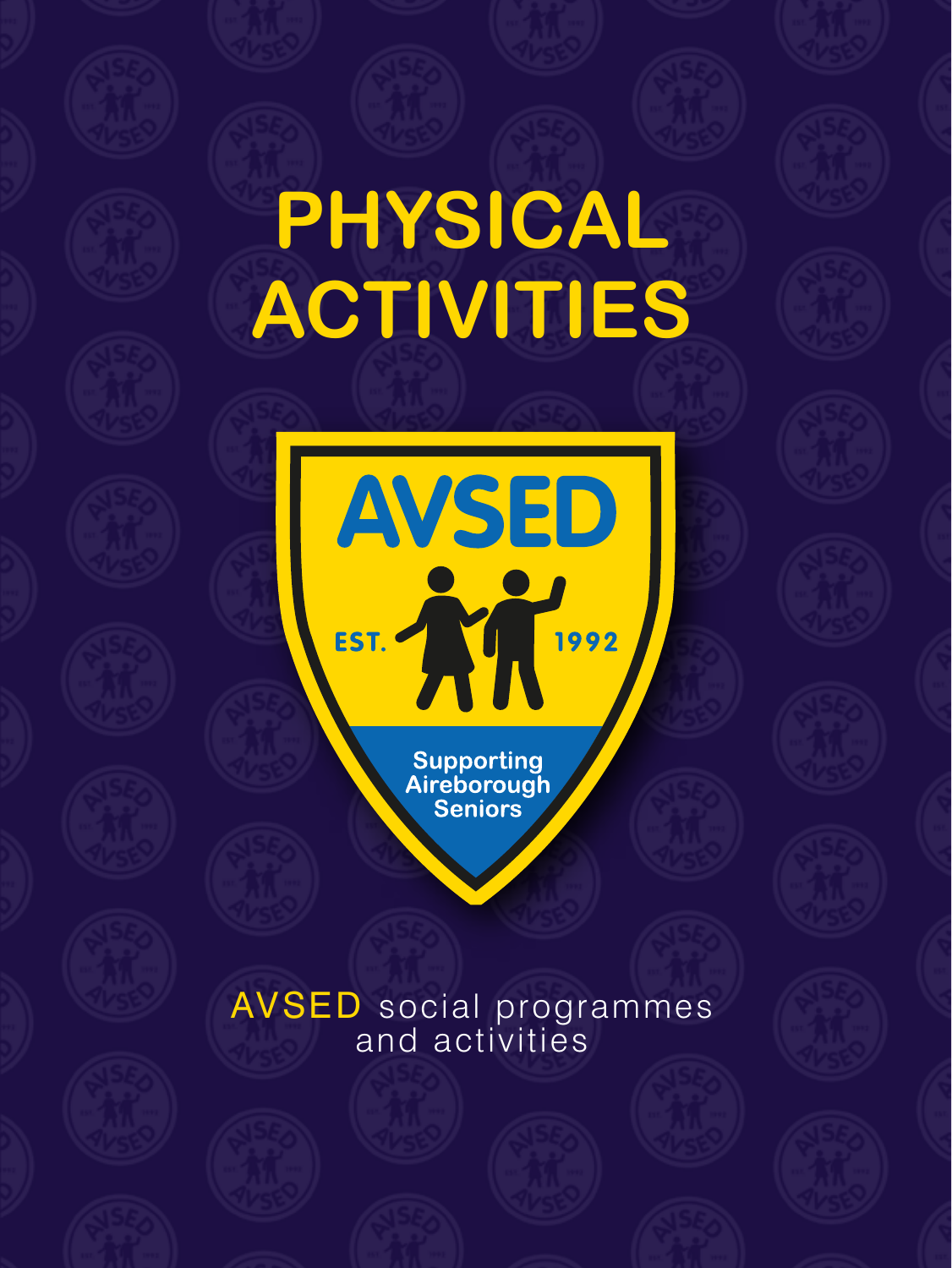# PHYSICAL ACTIVITIES

AVSED

EST. 1992

Supporting Aireborough Seniors

AVSED social programmes and activities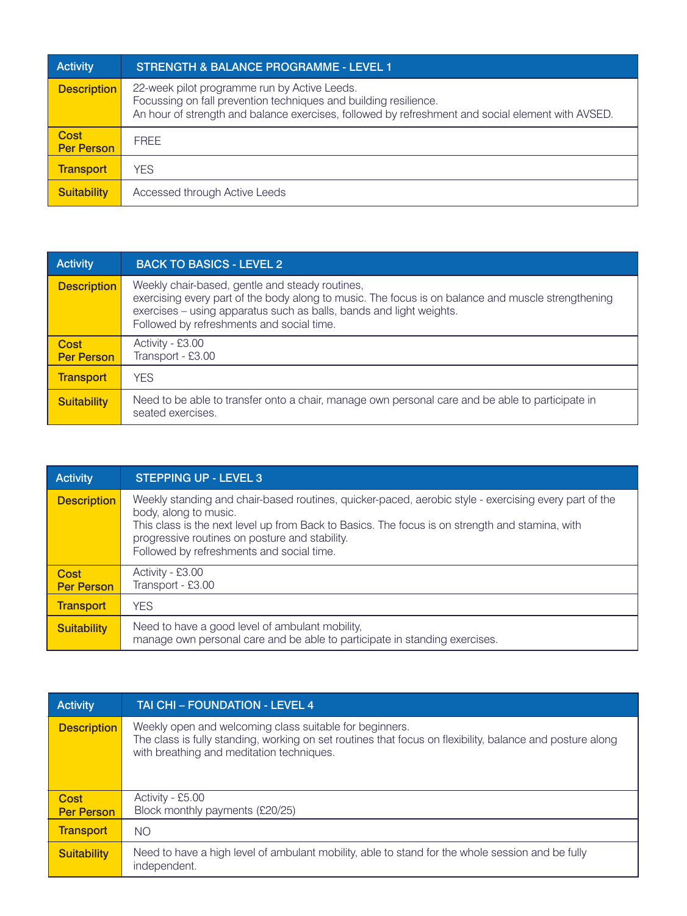| Activity | STRENGTH & BALANCE PROGRAMME - LEVEL 1 |
|---|---|
| Description | 22-week pilot programme run by Active Leeds.<br>Focussing on fall prevention techniques and building resilience.<br>An hour of strength and balance exercises, followed by refreshment and social element with AVSED. |
| Cost Per Person | FREE |
| Transport | YES |
| Suitability | Accessed through Active Leeds |

| Activity | BACK TO BASICS - LEVEL 2 |
|---|---|
| Description | Weekly chair-based, gentle and steady routines,<br>exercising every part of the body along to music. The focus is on balance and muscle strengthening exercises – using apparatus such as balls, bands and light weights.<br>Followed by refreshments and social time. |
| Cost Per Person | Activity - £3.00<br>Transport - £3.00 |
| Transport | YES |
| Suitability | Need to be able to transfer onto a chair, manage own personal care and be able to participate in seated exercises. |

| Activity | STEPPING UP - LEVEL 3 |
|---|---|
| Description | Weekly standing and chair-based routines, quicker-paced, aerobic style - exercising every part of the body, along to music.<br>This class is the next level up from Back to Basics. The focus is on strength and stamina, with progressive routines on posture and stability.<br>Followed by refreshments and social time. |
| Cost Per Person | Activity - £3.00<br>Transport - £3.00 |
| Transport | YES |
| Suitability | Need to have a good level of ambulant mobility,<br>manage own personal care and be able to participate in standing exercises. |

| Activity | TAI CHI – FOUNDATION - LEVEL 4 |
|---|---|
| Description | Weekly open and welcoming class suitable for beginners.<br>The class is fully standing, working on set routines that focus on flexibility, balance and posture along with breathing and meditation techniques. |
| Cost Per Person | Activity - £5.00<br>Block monthly payments (£20/25) |
| Transport | NO |
| Suitability | Need to have a high level of ambulant mobility, able to stand for the whole session and be fully independent. |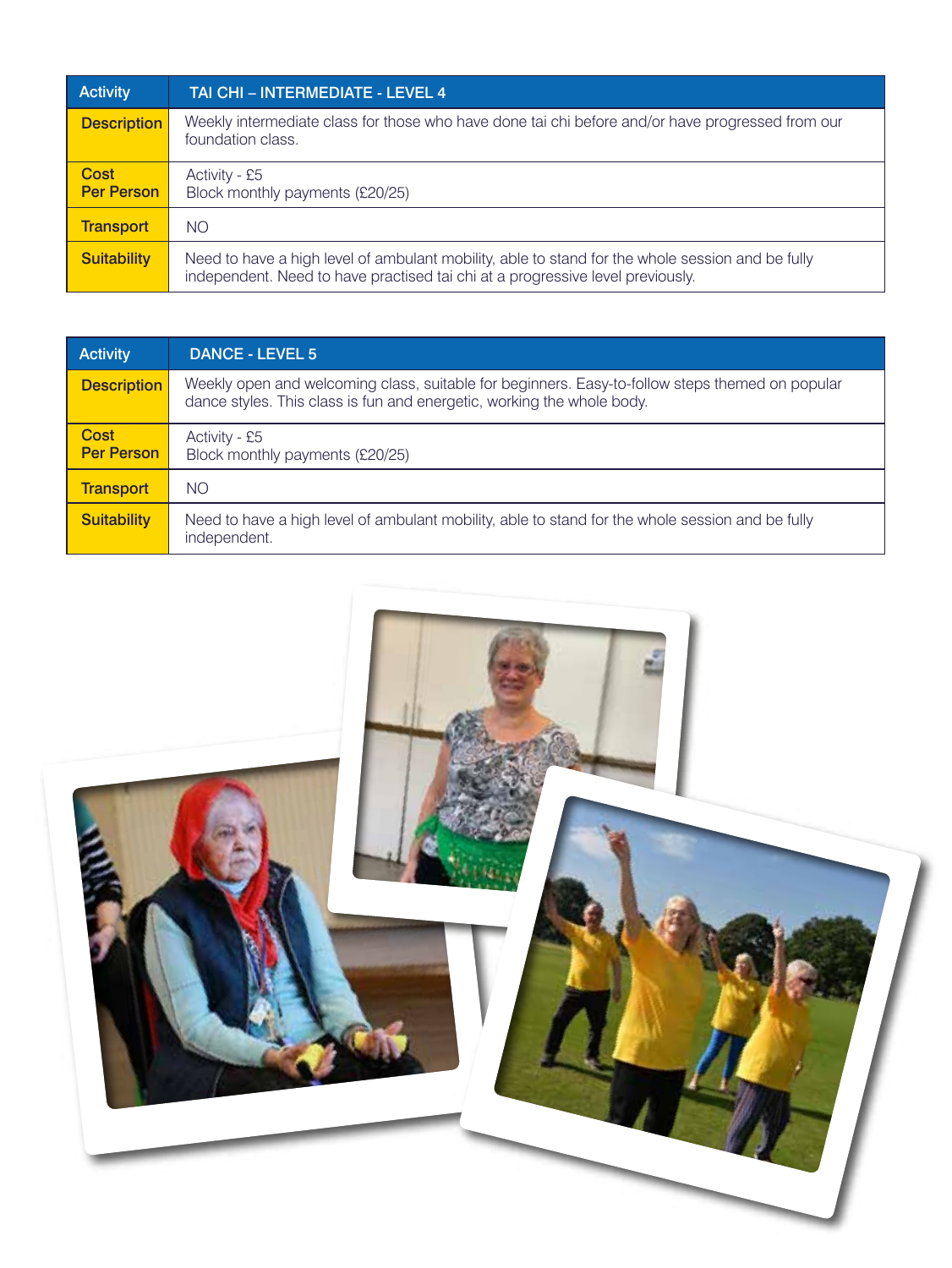| Activity | TAI CHI – INTERMEDIATE - LEVEL 4 |
|---|---|
| Description | Weekly intermediate class for those who have done tai chi before and/or have progressed from our foundation class. |
| Cost Per Person | Activity - £5<br>Block monthly payments (£20/25) |
| Transport | NO |
| Suitability | Need to have a high level of ambulant mobility, able to stand for the whole session and be fully independent. Need to have practised tai chi at a progressive level previously. |

| Activity | DANCE - LEVEL 5 |
|---|---|
| Description | Weekly open and welcoming class, suitable for beginners. Easy-to-follow steps themed on popular dance styles. This class is fun and energetic, working the whole body. |
| Cost Per Person | Activity - £5<br>Block monthly payments (£20/25) |
| Transport | NO |
| Suitability | Need to have a high level of ambulant mobility, able to stand for the whole session and be fully independent. |